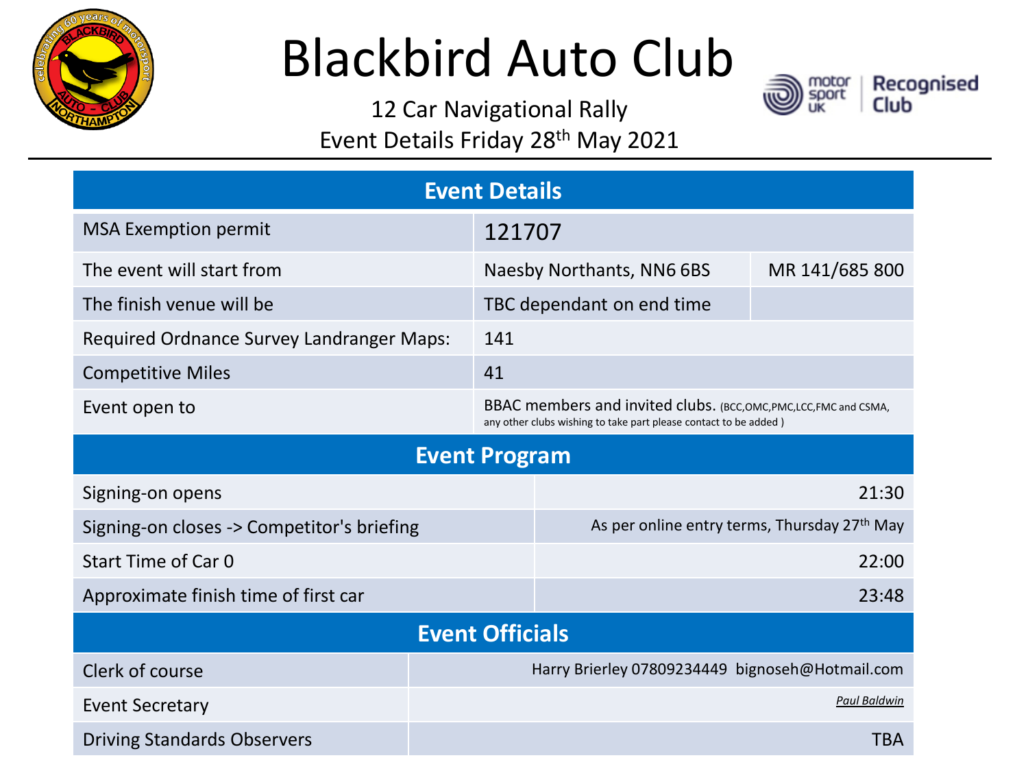# Blackbird Auto Club

12 Car Navigational Rally

Event Details Friday 28th May 2021

| Event Details | | |
|---|---|---|
| MSA Exemption permit | 121707 | |
| The event will start from | Naesby Northants, NN6 6BS | MR 141/685 800 |
| The finish venue will be | TBC dependant on end time | |
| Required Ordnance Survey Landranger Maps: | 141 | |
| Competitive Miles | 41 | |
| Event open to | BBAC members and invited clubs. (BCC,OMC,PMC,LCC,FMC and CSMA, any other clubs wishing to take part please contact to be added ) | |

| Event Program | |
|---|---|
| Signing-on opens | 21:30 |
| Signing-on closes -> Competitor's briefing | As per online entry terms, Thursday 27th May |
| Start Time of Car 0 | 22:00 |
| Approximate finish time of first car | 23:48 |

| Event Officials | |
|---|---|
| Clerk of course | Harry Brierley 07809234449 bignoseh@Hotmail.com |
| Event Secretary | *Paul Baldwin* |
| Driving Standards Observers | TBA |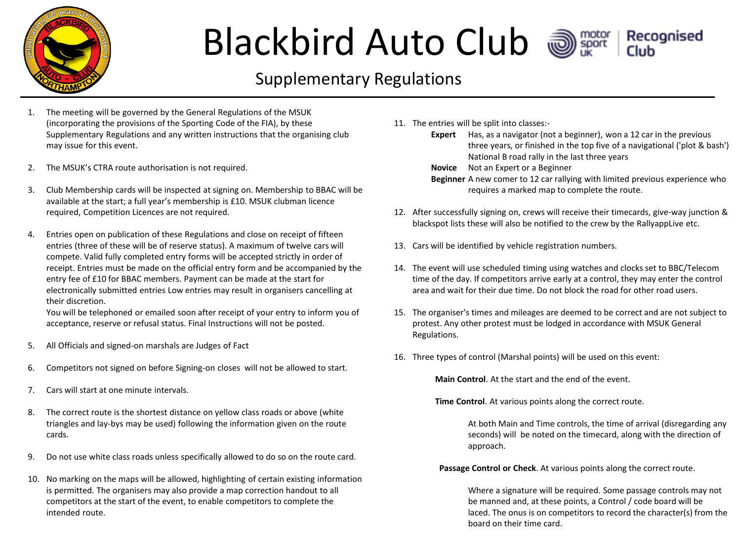# Blackbird Auto Club

## Supplementary Regulations

1. The meeting will be governed by the General Regulations of the MSUK (incorporating the provisions of the Sporting Code of the FIA), by these Supplementary Regulations and any written instructions that the organising club may issue for this event.

2. The MSUK's CTRA route authorisation is not required.

3. Club Membership cards will be inspected at signing on. Membership to BBAC will be available at the start; a full year's membership is £10. MSUK clubman licence required, Competition Licences are not required.

4. Entries open on publication of these Regulations and close on receipt of fifteen entries (three of these will be of reserve status). A maximum of twelve cars will compete. Valid fully completed entry forms will be accepted strictly in order of receipt. Entries must be made on the official entry form and be accompanied by the entry fee of £10 for BBAC members. Payment can be made at the start for electronically submitted entries Low entries may result in organisers cancelling at their discretion.
   You will be telephoned or emailed soon after receipt of your entry to inform you of acceptance, reserve or refusal status. Final Instructions will not be posted.

5. All Officials and signed-on marshals are Judges of Fact

6. Competitors not signed on before Signing-on closes will not be allowed to start.

7. Cars will start at one minute intervals.

8. The correct route is the shortest distance on yellow class roads or above (white triangles and lay-bys may be used) following the information given on the route cards.

9. Do not use white class roads unless specifically allowed to do so on the route card.

10. No marking on the maps will be allowed, highlighting of certain existing information is permitted. The organisers may also provide a map correction handout to all competitors at the start of the event, to enable competitors to complete the intended route.

11. The entries will be split into classes:-
    - **Expert** Has, as a navigator (not a beginner), won a 12 car in the previous three years, or finished in the top five of a navigational ('plot & bash') National B road rally in the last three years
    - **Novice** Not an Expert or a Beginner
    - **Beginner** A new comer to 12 car rallying with limited previous experience who requires a marked map to complete the route.

12. After successfully signing on, crews will receive their timecards, give-way junction & blackspot lists these will also be notified to the crew by the RallyappLive etc.

13. Cars will be identified by vehicle registration numbers.

14. The event will use scheduled timing using watches and clocks set to BBC/Telecom time of the day. If competitors arrive early at a control, they may enter the control area and wait for their due time. Do not block the road for other road users.

15. The organiser's times and mileages are deemed to be correct and are not subject to protest. Any other protest must be lodged in accordance with MSUK General Regulations.

16. Three types of control (Marshal points) will be used on this event:

    **Main Control**. At the start and the end of the event.

    **Time Control**. At various points along the correct route.

    At both Main and Time controls, the time of arrival (disregarding any seconds) will be noted on the timecard, along with the direction of approach.

    **Passage Control or Check**. At various points along the correct route.

    Where a signature will be required. Some passage controls may not be manned and, at these points, a Control / code board will be laced. The onus is on competitors to record the character(s) from the board on their time card.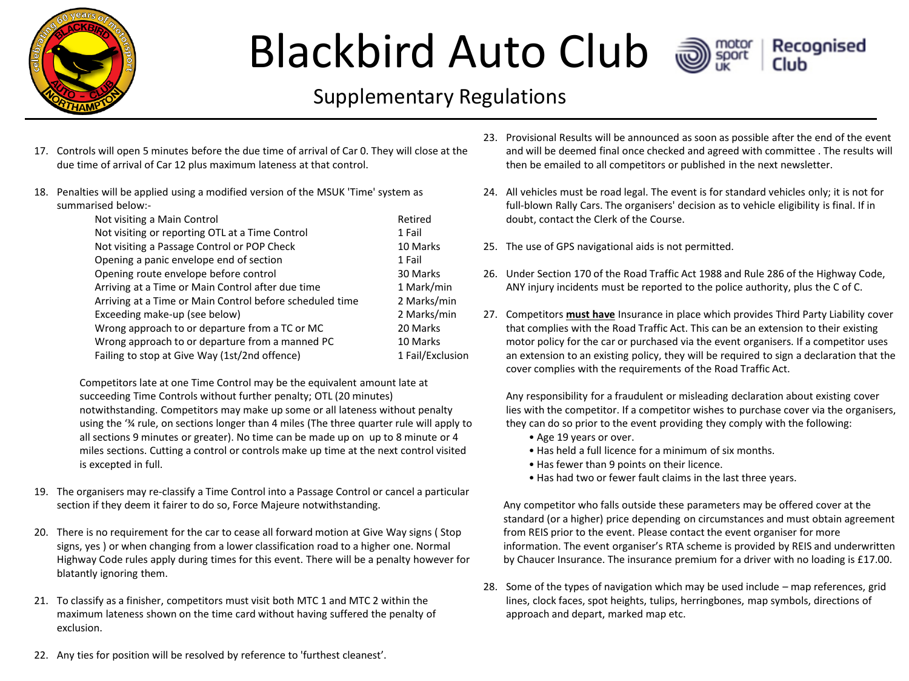# Blackbird Auto Club

## Supplementary Regulations

17. Controls will open 5 minutes before the due time of arrival of Car 0. They will close at the due time of arrival of Car 12 plus maximum lateness at that control.

18. Penalties will be applied using a modified version of the MSUK 'Time' system as summarised below:-

| | |
|---|---|
| Not visiting a Main Control | Retired |
| Not visiting or reporting OTL at a Time Control | 1 Fail |
| Not visiting a Passage Control or POP Check | 10 Marks |
| Opening a panic envelope end of section | 1 Fail |
| Opening route envelope before control | 30 Marks |
| Arriving at a Time or Main Control after due time | 1 Mark/min |
| Arriving at a Time or Main Control before scheduled time | 2 Marks/min |
| Exceeding make-up (see below) | 2 Marks/min |
| Wrong approach to or departure from a TC or MC | 20 Marks |
| Wrong approach to or departure from a manned PC | 10 Marks |
| Failing to stop at Give Way (1st/2nd offence) | 1 Fail/Exclusion |

Competitors late at one Time Control may be the equivalent amount late at succeeding Time Controls without further penalty; OTL (20 minutes) notwithstanding. Competitors may make up some or all lateness without penalty using the '¾ rule, on sections longer than 4 miles (The three quarter rule will apply to all sections 9 minutes or greater). No time can be made up on up to 8 minute or 4 miles sections. Cutting a control or controls make up time at the next control visited is excepted in full.

19. The organisers may re-classify a Time Control into a Passage Control or cancel a particular section if they deem it fairer to do so, Force Majeure notwithstanding.

20. There is no requirement for the car to cease all forward motion at Give Way signs ( Stop signs, yes ) or when changing from a lower classification road to a higher one. Normal Highway Code rules apply during times for this event. There will be a penalty however for blatantly ignoring them.

21. To classify as a finisher, competitors must visit both MTC 1 and MTC 2 within the maximum lateness shown on the time card without having suffered the penalty of exclusion.

22. Any ties for position will be resolved by reference to 'furthest cleanest'.

23. Provisional Results will be announced as soon as possible after the end of the event and will be deemed final once checked and agreed with committee . The results will then be emailed to all competitors or published in the next newsletter.

24. All vehicles must be road legal. The event is for standard vehicles only; it is not for full-blown Rally Cars. The organisers' decision as to vehicle eligibility is final. If in doubt, contact the Clerk of the Course.

25. The use of GPS navigational aids is not permitted.

26. Under Section 170 of the Road Traffic Act 1988 and Rule 286 of the Highway Code, ANY injury incidents must be reported to the police authority, plus the C of C.

27. Competitors **must have** Insurance in place which provides Third Party Liability cover that complies with the Road Traffic Act. This can be an extension to their existing motor policy for the car or purchased via the event organisers. If a competitor uses an extension to an existing policy, they will be required to sign a declaration that the cover complies with the requirements of the Road Traffic Act.

    Any responsibility for a fraudulent or misleading declaration about existing cover lies with the competitor. If a competitor wishes to purchase cover via the organisers, they can do so prior to the event providing they comply with the following:
    - Age 19 years or over.
    - Has held a full licence for a minimum of six months.
    - Has fewer than 9 points on their licence.
    - Has had two or fewer fault claims in the last three years.

    Any competitor who falls outside these parameters may be offered cover at the standard (or a higher) price depending on circumstances and must obtain agreement from REIS prior to the event. Please contact the event organiser for more information. The event organiser's RTA scheme is provided by REIS and underwritten by Chaucer Insurance. The insurance premium for a driver with no loading is £17.00.

28. Some of the types of navigation which may be used include – map references, grid lines, clock faces, spot heights, tulips, herringbones, map symbols, directions of approach and depart, marked map etc.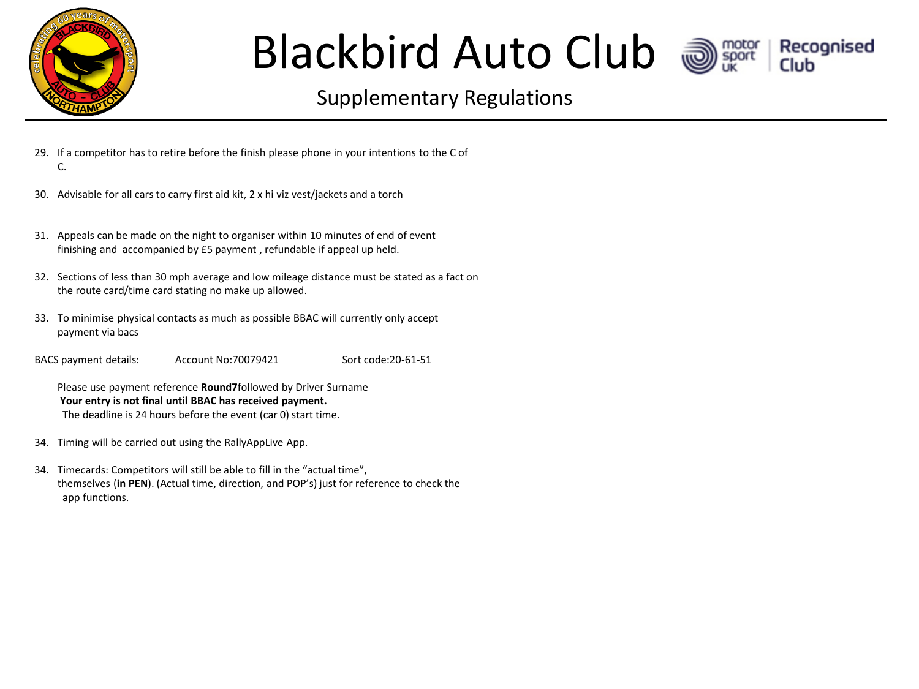# Blackbird Auto Club

## Supplementary Regulations

29. If a competitor has to retire before the finish please phone in your intentions to the C of C.

30. Advisable for all cars to carry first aid kit, 2 x hi viz vest/jackets and a torch

31. Appeals can be made on the night to organiser within 10 minutes of end of event finishing and accompanied by £5 payment , refundable if appeal up held.

32. Sections of less than 30 mph average and low mileage distance must be stated as a fact on the route card/time card stating no make up allowed.

33. To minimise physical contacts as much as possible BBAC will currently only accept payment via bacs

BACS payment details: Account No:70079421 Sort code:20-61-51

Please use payment reference **Round7**followed by Driver Surname
**Your entry is not final until BBAC has received payment.**
The deadline is 24 hours before the event (car 0) start time.

34. Timing will be carried out using the RallyAppLive App.

34. Timecards: Competitors will still be able to fill in the "actual time", themselves (**in PEN**). (Actual time, direction, and POP's) just for reference to check the app functions.